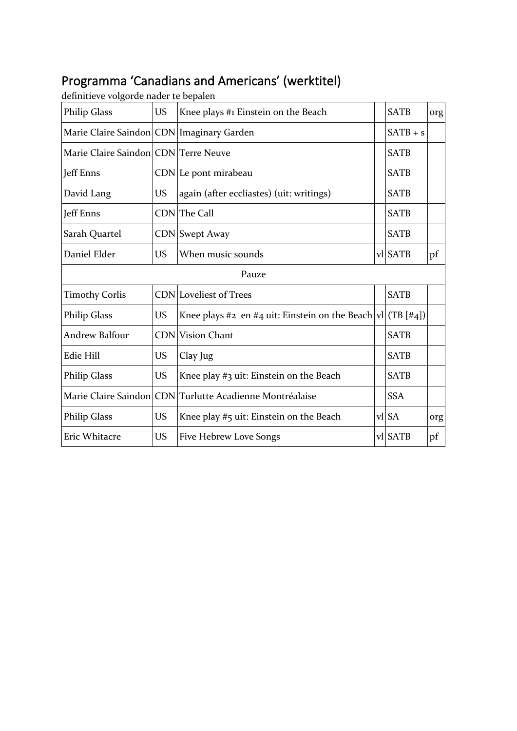# Programma 'Canadians and Americans' (werktitel)

definitieve volgorde nader te bepalen

| | | | | | |
|---|---|---|---|---|---|
| Philip Glass | US | Knee plays #1 Einstein on the Beach | | SATB | org |
| Marie Claire Saindon | CDN | Imaginary Garden | | SATB + s | |
| Marie Claire Saindon | CDN | Terre Neuve | | SATB | |
| Jeff Enns | CDN | Le pont mirabeau | | SATB | |
| David Lang | US | again (after eccliastes) (uit: writings) | | SATB | |
| Jeff Enns | CDN | The Call | | SATB | |
| Sarah Quartel | CDN | Swept Away | | SATB | |
| Daniel Elder | US | When music sounds | vl | SATB | pf |
| | | Pauze | | | |
| Timothy Corlis | CDN | Loveliest of Trees | | SATB | |
| Philip Glass | US | Knee plays #2 en #4 uit: Einstein on the Beach | vl | (TB [#4]) | |
| Andrew Balfour | CDN | Vision Chant | | SATB | |
| Edie Hill | US | Clay Jug | | SATB | |
| Philip Glass | US | Knee play #3 uit: Einstein on the Beach | | SATB | |
| Marie Claire Saindon | CDN | Turlutte Acadienne Montréalaise | | SSA | |
| Philip Glass | US | Knee play #5 uit: Einstein on the Beach | vl | SA | org |
| Eric Whitacre | US | Five Hebrew Love Songs | vl | SATB | pf |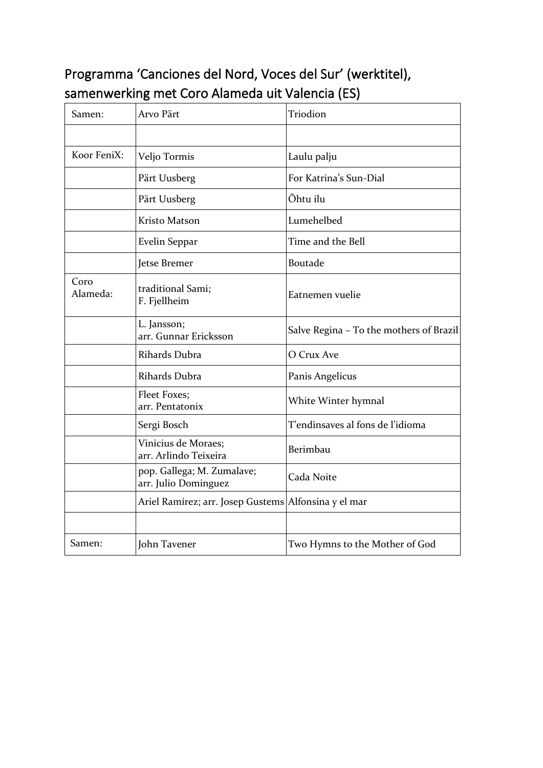## Programma 'Canciones del Nord, Voces del Sur' (werktitel), samenwerking met Coro Alameda uit Valencia (ES)

| | | |
|---|---|---|
| Samen: | Arvo Pärt | Triodion |
| | | |
| Koor FeniX: | Veljo Tormis | Laulu palju |
| | Pärt Uusberg | For Katrina's Sun-Dial |
| | Pärt Uusberg | Õhtu ilu |
| | Kristo Matson | Lumehelbed |
| | Evelin Seppar | Time and the Bell |
| | Jetse Bremer | Boutade |
| Coro Alameda: | traditional Sami; F. Fjellheim | Eatnemen vuelie |
| | L. Jansson; arr. Gunnar Ericksson | Salve Regina – To the mothers of Brazil |
| | Rihards Dubra | O Crux Ave |
| | Rihards Dubra | Panis Angelicus |
| | Fleet Foxes; arr. Pentatonix | White Winter hymnal |
| | Sergi Bosch | T'endinsaves al fons de l'idioma |
| | Vinicius de Moraes; arr. Arlindo Teixeira | Berimbau |
| | pop. Gallega; M. Zumalave; arr. Julio Dominguez | Cada Noite |
| | Ariel Ramírez; arr. Josep Gustems | Alfonsina y el mar |
| | | |
| Samen: | John Tavener | Two Hymns to the Mother of God |